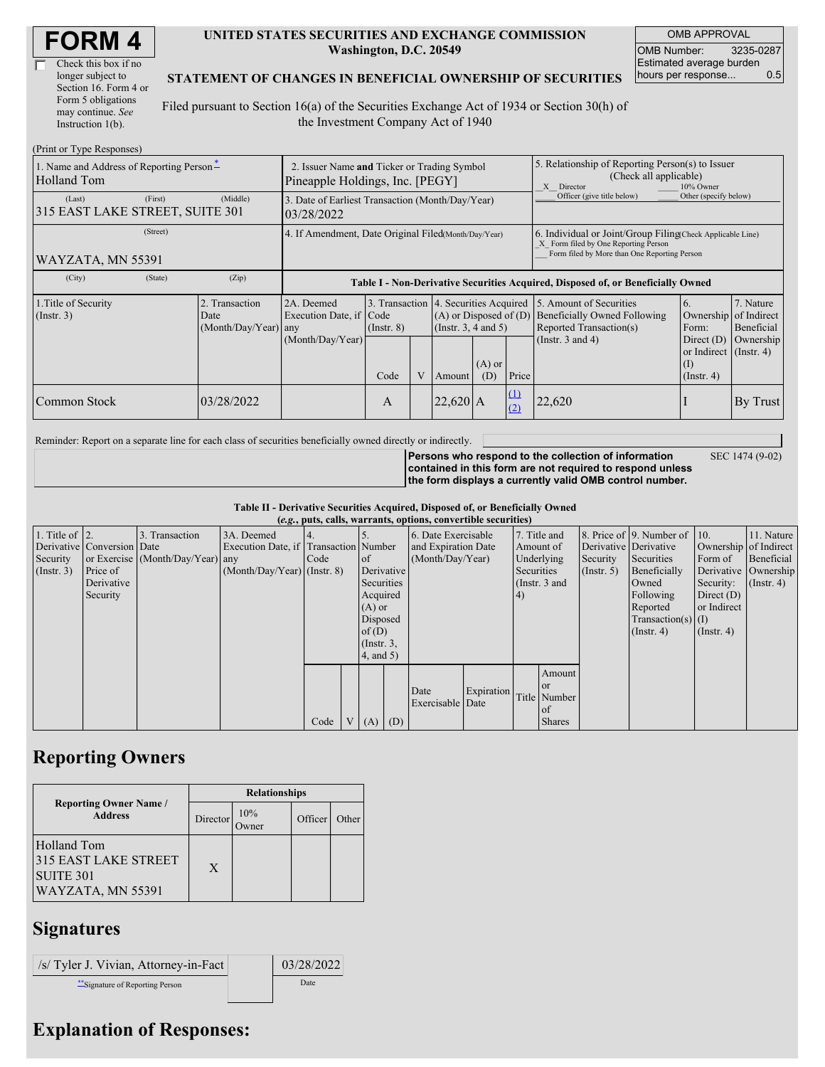# FORM 4

☐ Check this box if no longer subject to Section 16. Form 4 or Form 5 obligations may continue. *See* Instruction 1(b).

**UNITED STATES SECURITIES AND EXCHANGE COMMISSION**
**Washington, D.C. 20549**

**STATEMENT OF CHANGES IN BENEFICIAL OWNERSHIP OF SECURITIES**

Filed pursuant to Section 16(a) of the Securities Exchange Act of 1934 or Section 30(h) of the Investment Company Act of 1940

| OMB APPROVAL | |
|---|---|
| OMB Number: | 3235-0287 |
| Estimated average burden hours per response... | 0.5 |

(Print or Type Responses)

| | | |
|---|---|---|
| 1. Name and Address of Reporting Person * Holland Tom<br>(Last) (First) (Middle)<br>315 EAST LAKE STREET, SUITE 301<br>(Street)<br>WAYZATA, MN 55391<br>(City) (State) (Zip) | 2. Issuer Name **and** Ticker or Trading Symbol Pineapple Holdings, Inc. [PEGY]<br>3. Date of Earliest Transaction (Month/Day/Year) 03/28/2022<br>4. If Amendment, Date Original Filed (Month/Day/Year) | 5. Relationship of Reporting Person(s) to Issuer (Check all applicable)<br>_X_ Director ___ 10% Owner<br>___ Officer (give title below) ___ Other (specify below)<br>6. Individual or Joint/Group Filing (Check Applicable Line)<br>_X_ Form filed by One Reporting Person<br>___ Form filed by More than One Reporting Person |

**Table I - Non-Derivative Securities Acquired, Disposed of, or Beneficially Owned**

| 1.Title of Security (Instr. 3) | 2. Transaction Date (Month/Day/Year) | 2A. Deemed Execution Date, if any (Month/Day/Year) | 3. Transaction Code (Instr. 8) | | 4. Securities Acquired (A) or Disposed of (D) (Instr. 3, 4 and 5) | | | 5. Amount of Securities Beneficially Owned Following Reported Transaction(s) (Instr. 3 and 4) | 6. Ownership Form: Direct (D) or Indirect (I) (Instr. 4) | 7. Nature of Indirect Beneficial Ownership (Instr. 4) |
|---|---|---|---|---|---|---|---|---|---|---|
| | | | Code | V | Amount | (A) or (D) | Price | | | |
| Common Stock | 03/28/2022 | | A | | 22,620 | A | (1) (2) | 22,620 | I | By Trust |

Reminder: Report on a separate line for each class of securities beneficially owned directly or indirectly.

**Persons who respond to the collection of information contained in this form are not required to respond unless the form displays a currently valid OMB control number.** SEC 1474 (9-02)

**Table II - Derivative Securities Acquired, Disposed of, or Beneficially Owned**
***(e.g.*, puts, calls, warrants, options, convertible securities)**

| 1. Title of Derivative Security (Instr. 3) | 2. Conversion or Exercise Price of Derivative Security | 3. Transaction Date (Month/Day/Year) | 3A. Deemed Execution Date, if any (Month/Day/Year) | 4. Transaction Code (Instr. 8) | | 5. Number of Derivative Securities Acquired (A) or Disposed of (D) (Instr. 3, 4, and 5) | | 6. Date Exercisable and Expiration Date (Month/Day/Year) | | 7. Title and Amount of Underlying Securities (Instr. 3 and 4) | | 8. Price of Derivative Security (Instr. 5) | 9. Number of Derivative Securities Beneficially Owned Following Reported Transaction(s) (Instr. 4) | 10. Ownership Form of Derivative Security: Direct (D) or Indirect (I) (Instr. 4) | 11. Nature of Indirect Beneficial Ownership (Instr. 4) |
|---|---|---|---|---|---|---|---|---|---|---|---|---|---|---|---|
| | | | | Code | V | (A) | (D) | Date Exercisable | Expiration Date | Title | Amount or Number of Shares | | | | |

## Reporting Owners

| Reporting Owner Name / Address | Relationships | | | |
|---|---|---|---|---|
| | Director | 10% Owner | Officer | Other |
| Holland Tom<br>315 EAST LAKE STREET<br>SUITE 301<br>WAYZATA, MN 55391 | X | | | |

## Signatures

| | |
|---|---|
| /s/ Tyler J. Vivian, Attorney-in-Fact | 03/28/2022 |
| **Signature of Reporting Person | Date |

## Explanation of Responses: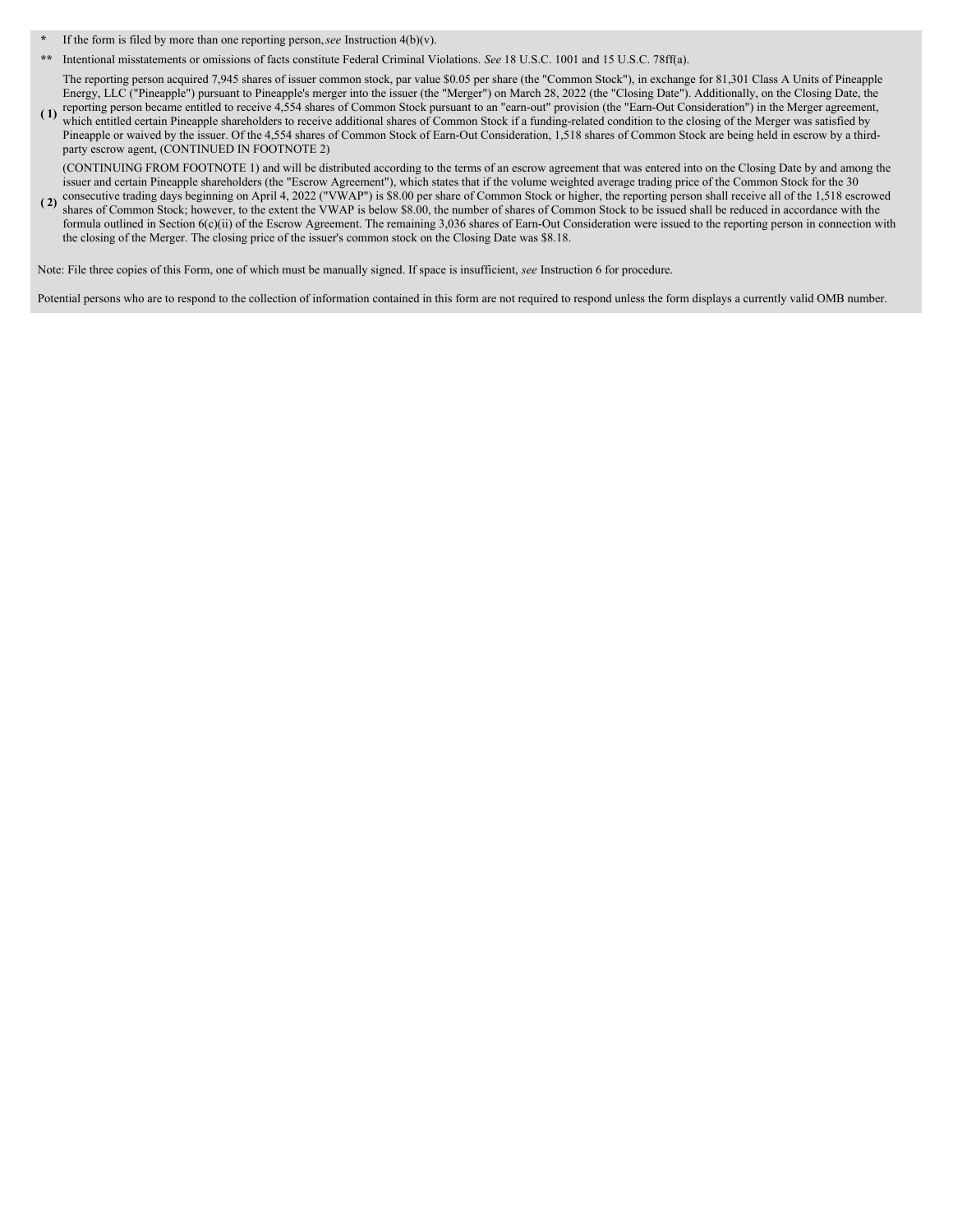\* If the form is filed by more than one reporting person, *see* Instruction 4(b)(v).

\*\* Intentional misstatements or omissions of facts constitute Federal Criminal Violations. *See* 18 U.S.C. 1001 and 15 U.S.C. 78ff(a).

**(1)** The reporting person acquired 7,945 shares of issuer common stock, par value $0.05 per share (the "Common Stock"), in exchange for 81,301 Class A Units of Pineapple Energy, LLC ("Pineapple") pursuant to Pineapple's merger into the issuer (the "Merger") on March 28, 2022 (the "Closing Date"). Additionally, on the Closing Date, the reporting person became entitled to receive 4,554 shares of Common Stock pursuant to an "earn-out" provision (the "Earn-Out Consideration") in the Merger agreement, which entitled certain Pineapple shareholders to receive additional shares of Common Stock if a funding-related condition to the closing of the Merger was satisfied by Pineapple or waived by the issuer. Of the 4,554 shares of Common Stock of Earn-Out Consideration, 1,518 shares of Common Stock are being held in escrow by a third-party escrow agent, (CONTINUED IN FOOTNOTE 2)

**(2)** (CONTINUING FROM FOOTNOTE 1) and will be distributed according to the terms of an escrow agreement that was entered into on the Closing Date by and among the issuer and certain Pineapple shareholders (the "Escrow Agreement"), which states that if the volume weighted average trading price of the Common Stock for the 30 consecutive trading days beginning on April 4, 2022 ("VWAP") is $8.00 per share of Common Stock or higher, the reporting person shall receive all of the 1,518 escrowed shares of Common Stock; however, to the extent the VWAP is below $8.00, the number of shares of Common Stock to be issued shall be reduced in accordance with the formula outlined in Section 6(c)(ii) of the Escrow Agreement. The remaining 3,036 shares of Earn-Out Consideration were issued to the reporting person in connection with the closing of the Merger. The closing price of the issuer's common stock on the Closing Date was $8.18.

Note: File three copies of this Form, one of which must be manually signed. If space is insufficient, *see* Instruction 6 for procedure.

Potential persons who are to respond to the collection of information contained in this form are not required to respond unless the form displays a currently valid OMB number.